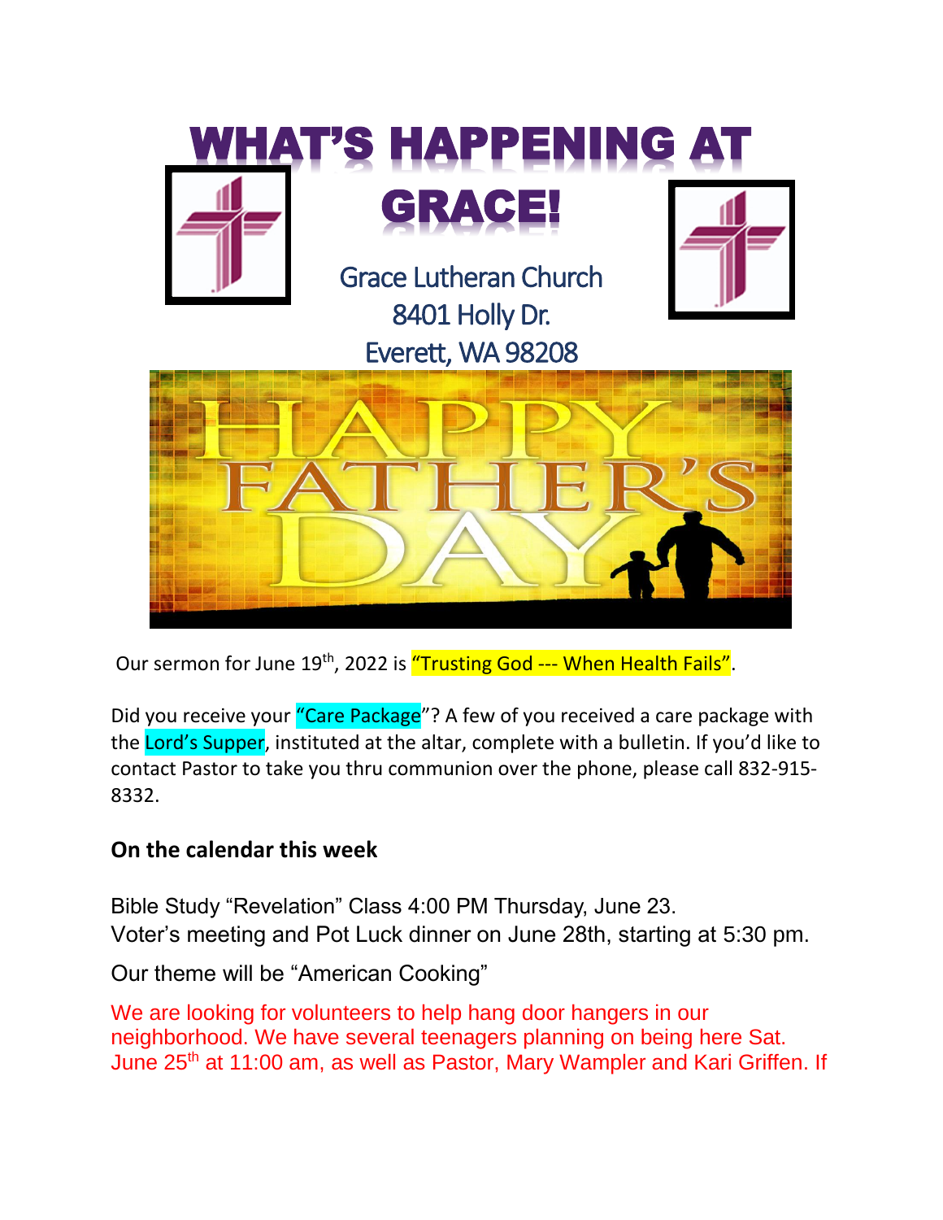# WHAT'S HAPPENING AT GRACE!

Grace Lutheran Church
8401 Holly Dr.
Everett, WA 98208

Our sermon for June 19th, 2022 is "Trusting God --- When Health Fails".

Did you receive your "Care Package"? A few of you received a care package with the Lord's Supper, instituted at the altar, complete with a bulletin. If you'd like to contact Pastor to take you thru communion over the phone, please call 832-915-8332.

**On the calendar this week**

Bible Study "Revelation" Class 4:00 PM Thursday, June 23.
Voter's meeting and Pot Luck dinner on June 28th, starting at 5:30 pm.

Our theme will be "American Cooking"

We are looking for volunteers to help hang door hangers in our neighborhood. We have several teenagers planning on being here Sat. June 25th at 11:00 am, as well as Pastor, Mary Wampler and Kari Griffen. If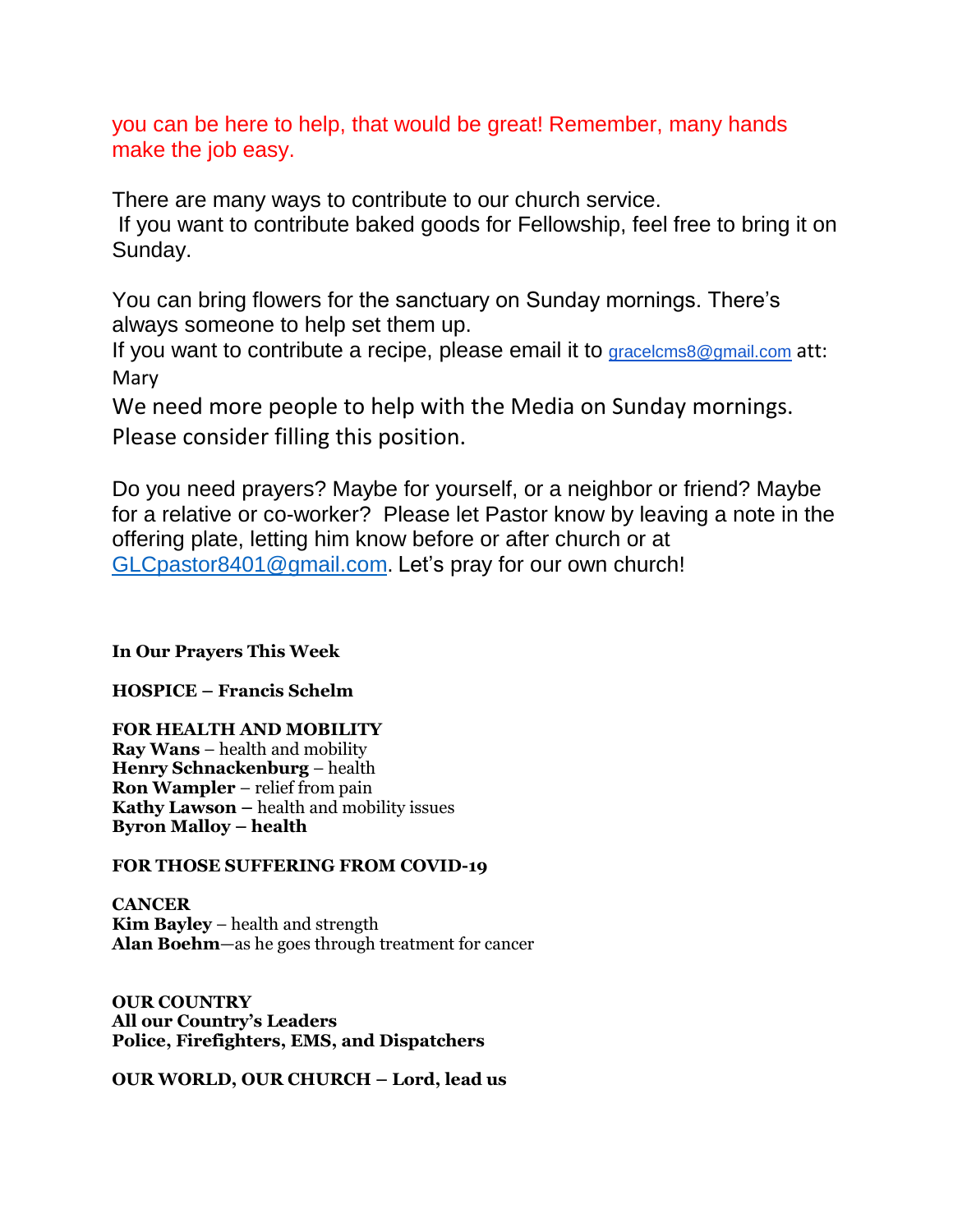you can be here to help, that would be great! Remember, many hands make the job easy.

There are many ways to contribute to our church service.
If you want to contribute baked goods for Fellowship, feel free to bring it on Sunday.

You can bring flowers for the sanctuary on Sunday mornings. There's always someone to help set them up.
If you want to contribute a recipe, please email it to gracelcms8@gmail.com att: Mary
We need more people to help with the Media on Sunday mornings. Please consider filling this position.

Do you need prayers? Maybe for yourself, or a neighbor or friend? Maybe for a relative or co-worker? Please let Pastor know by leaving a note in the offering plate, letting him know before or after church or at GLCpastor8401@gmail.com. Let's pray for our own church!

**In Our Prayers This Week**

**HOSPICE – Francis Schelm**

**FOR HEALTH AND MOBILITY**
**Ray Wans** – health and mobility
**Henry Schnackenburg** – health
**Ron Wampler** – relief from pain
**Kathy Lawson –** health and mobility issues
**Byron Malloy – health**

**FOR THOSE SUFFERING FROM COVID-19**

**CANCER**
**Kim Bayley** – health and strength
**Alan Boehm**—as he goes through treatment for cancer

**OUR COUNTRY**
**All our Country's Leaders**
**Police, Firefighters, EMS, and Dispatchers**

**OUR WORLD, OUR CHURCH – Lord, lead us**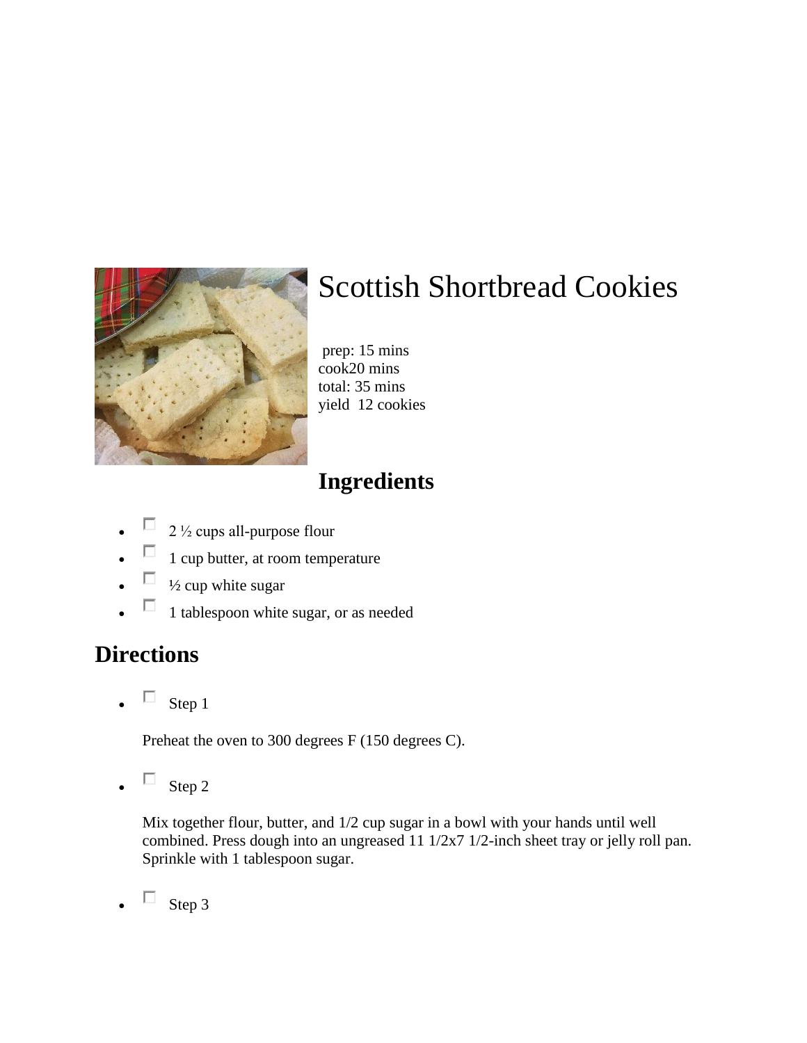# Scottish Shortbread Cookies

prep: 15 mins
cook20 mins
total: 35 mins
yield 12 cookies

## Ingredients

- 2 ½ cups all-purpose flour
- 1 cup butter, at room temperature
- ½ cup white sugar
- 1 tablespoon white sugar, or as needed

## Directions

- Step 1

  Preheat the oven to 300 degrees F (150 degrees C).

- Step 2

  Mix together flour, butter, and 1/2 cup sugar in a bowl with your hands until well combined. Press dough into an ungreased 11 1/2x7 1/2-inch sheet tray or jelly roll pan. Sprinkle with 1 tablespoon sugar.

- Step 3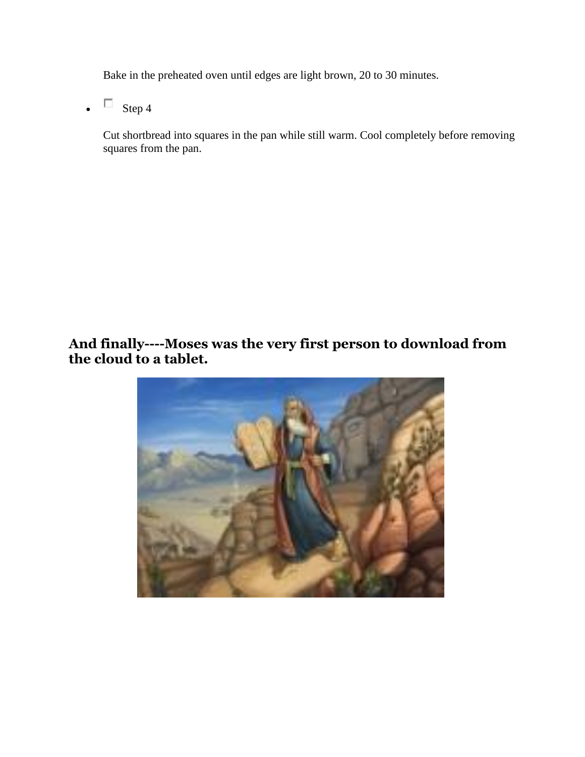Bake in the preheated oven until edges are light brown, 20 to 30 minutes.

- Step 4

  Cut shortbread into squares in the pan while still warm. Cool completely before removing squares from the pan.

## And finally----Moses was the very first person to download from the cloud to a tablet.